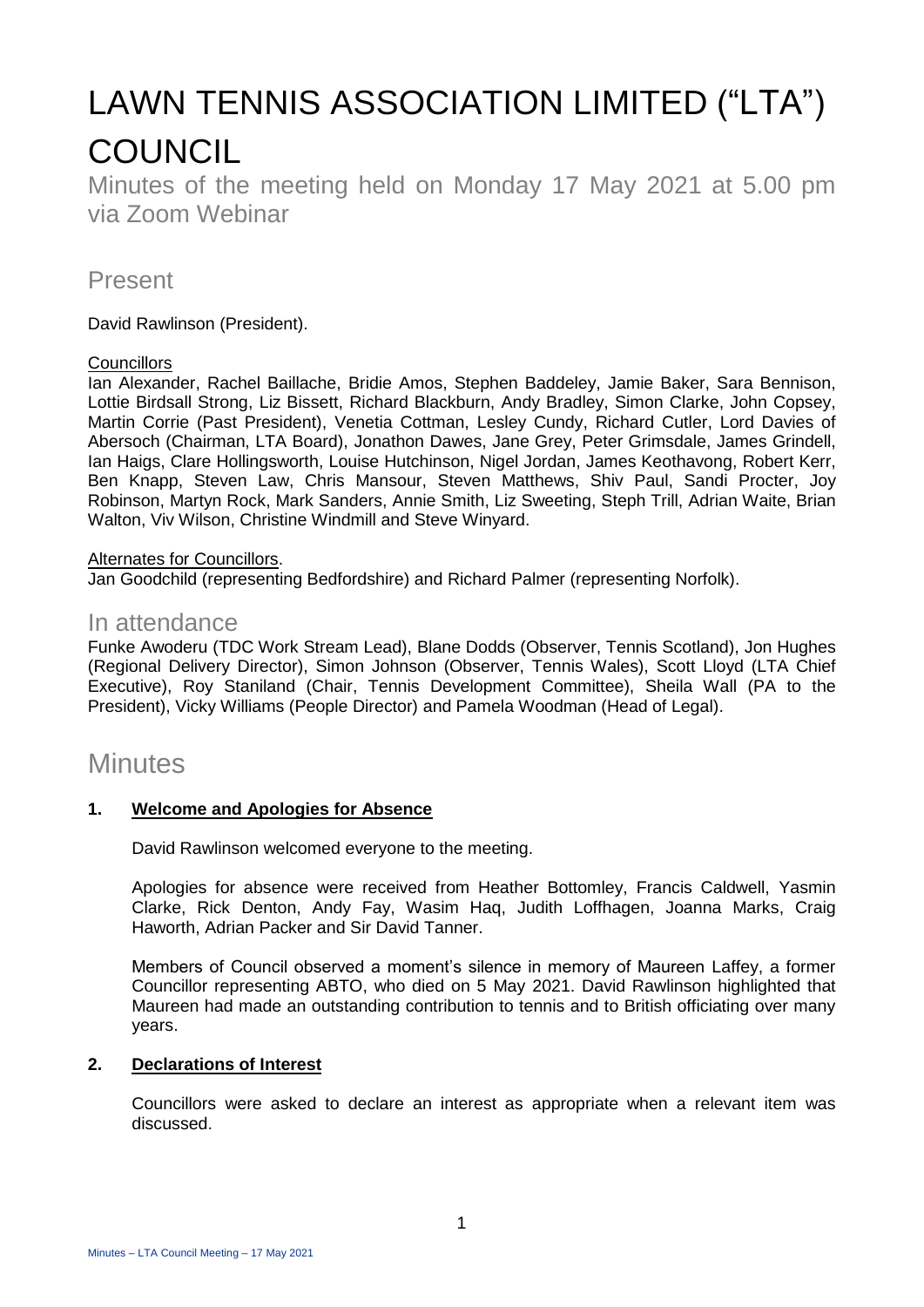# LAWN TENNIS ASSOCIATION LIMITED ("LTA") COUNCIL

Minutes of the meeting held on Monday 17 May 2021 at 5.00 pm via Zoom Webinar

## Present

David Rawlinson (President).

Councillors

Ian Alexander, Rachel Baillache, Bridie Amos, Stephen Baddeley, Jamie Baker, Sara Bennison, Lottie Birdsall Strong, Liz Bissett, Richard Blackburn, Andy Bradley, Simon Clarke, John Copsey, Martin Corrie (Past President), Venetia Cottman, Lesley Cundy, Richard Cutler, Lord Davies of Abersoch (Chairman, LTA Board), Jonathon Dawes, Jane Grey, Peter Grimsdale, James Grindell, Ian Haigs, Clare Hollingsworth, Louise Hutchinson, Nigel Jordan, James Keothavong, Robert Kerr, Ben Knapp, Steven Law, Chris Mansour, Steven Matthews, Shiv Paul, Sandi Procter, Joy Robinson, Martyn Rock, Mark Sanders, Annie Smith, Liz Sweeting, Steph Trill, Adrian Waite, Brian Walton, Viv Wilson, Christine Windmill and Steve Winyard.

Alternates for Councillors.

Jan Goodchild (representing Bedfordshire) and Richard Palmer (representing Norfolk).

## In attendance

Funke Awoderu (TDC Work Stream Lead), Blane Dodds (Observer, Tennis Scotland), Jon Hughes (Regional Delivery Director), Simon Johnson (Observer, Tennis Wales), Scott Lloyd (LTA Chief Executive), Roy Staniland (Chair, Tennis Development Committee), Sheila Wall (PA to the President), Vicky Williams (People Director) and Pamela Woodman (Head of Legal).

# Minutes

**1. Welcome and Apologies for Absence**

David Rawlinson welcomed everyone to the meeting.

Apologies for absence were received from Heather Bottomley, Francis Caldwell, Yasmin Clarke, Rick Denton, Andy Fay, Wasim Haq, Judith Loffhagen, Joanna Marks, Craig Haworth, Adrian Packer and Sir David Tanner.

Members of Council observed a moment's silence in memory of Maureen Laffey, a former Councillor representing ABTO, who died on 5 May 2021. David Rawlinson highlighted that Maureen had made an outstanding contribution to tennis and to British officiating over many years.

**2. Declarations of Interest**

Councillors were asked to declare an interest as appropriate when a relevant item was discussed.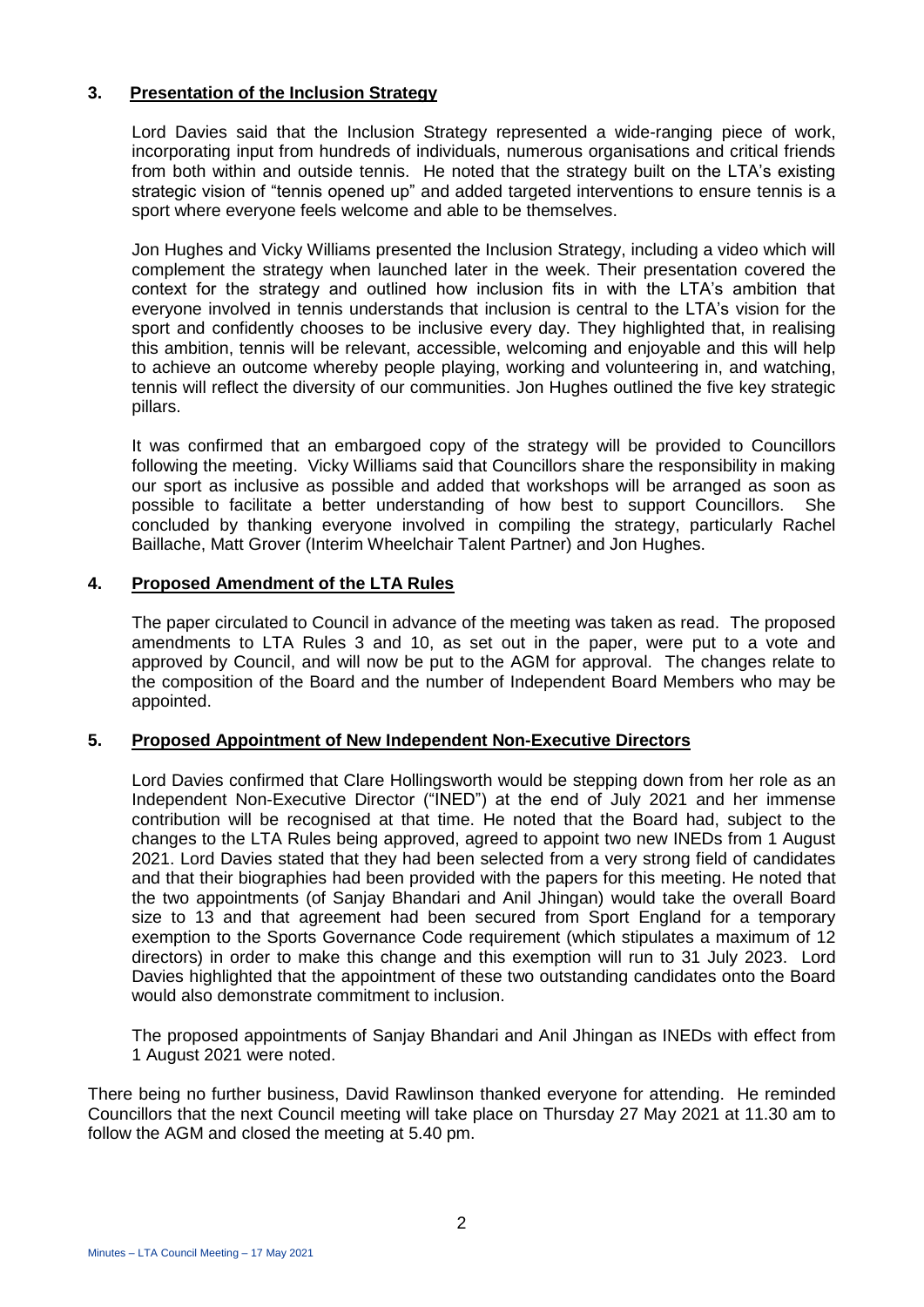## 3. Presentation of the Inclusion Strategy

Lord Davies said that the Inclusion Strategy represented a wide-ranging piece of work, incorporating input from hundreds of individuals, numerous organisations and critical friends from both within and outside tennis. He noted that the strategy built on the LTA's existing strategic vision of "tennis opened up" and added targeted interventions to ensure tennis is a sport where everyone feels welcome and able to be themselves.

Jon Hughes and Vicky Williams presented the Inclusion Strategy, including a video which will complement the strategy when launched later in the week. Their presentation covered the context for the strategy and outlined how inclusion fits in with the LTA's ambition that everyone involved in tennis understands that inclusion is central to the LTA's vision for the sport and confidently chooses to be inclusive every day. They highlighted that, in realising this ambition, tennis will be relevant, accessible, welcoming and enjoyable and this will help to achieve an outcome whereby people playing, working and volunteering in, and watching, tennis will reflect the diversity of our communities. Jon Hughes outlined the five key strategic pillars.

It was confirmed that an embargoed copy of the strategy will be provided to Councillors following the meeting. Vicky Williams said that Councillors share the responsibility in making our sport as inclusive as possible and added that workshops will be arranged as soon as possible to facilitate a better understanding of how best to support Councillors. She concluded by thanking everyone involved in compiling the strategy, particularly Rachel Baillache, Matt Grover (Interim Wheelchair Talent Partner) and Jon Hughes.

## 4. Proposed Amendment of the LTA Rules

The paper circulated to Council in advance of the meeting was taken as read. The proposed amendments to LTA Rules 3 and 10, as set out in the paper, were put to a vote and approved by Council, and will now be put to the AGM for approval. The changes relate to the composition of the Board and the number of Independent Board Members who may be appointed.

## 5. Proposed Appointment of New Independent Non-Executive Directors

Lord Davies confirmed that Clare Hollingsworth would be stepping down from her role as an Independent Non-Executive Director ("INED") at the end of July 2021 and her immense contribution will be recognised at that time. He noted that the Board had, subject to the changes to the LTA Rules being approved, agreed to appoint two new INEDs from 1 August 2021. Lord Davies stated that they had been selected from a very strong field of candidates and that their biographies had been provided with the papers for this meeting. He noted that the two appointments (of Sanjay Bhandari and Anil Jhingan) would take the overall Board size to 13 and that agreement had been secured from Sport England for a temporary exemption to the Sports Governance Code requirement (which stipulates a maximum of 12 directors) in order to make this change and this exemption will run to 31 July 2023. Lord Davies highlighted that the appointment of these two outstanding candidates onto the Board would also demonstrate commitment to inclusion.

The proposed appointments of Sanjay Bhandari and Anil Jhingan as INEDs with effect from 1 August 2021 were noted.

There being no further business, David Rawlinson thanked everyone for attending. He reminded Councillors that the next Council meeting will take place on Thursday 27 May 2021 at 11.30 am to follow the AGM and closed the meeting at 5.40 pm.